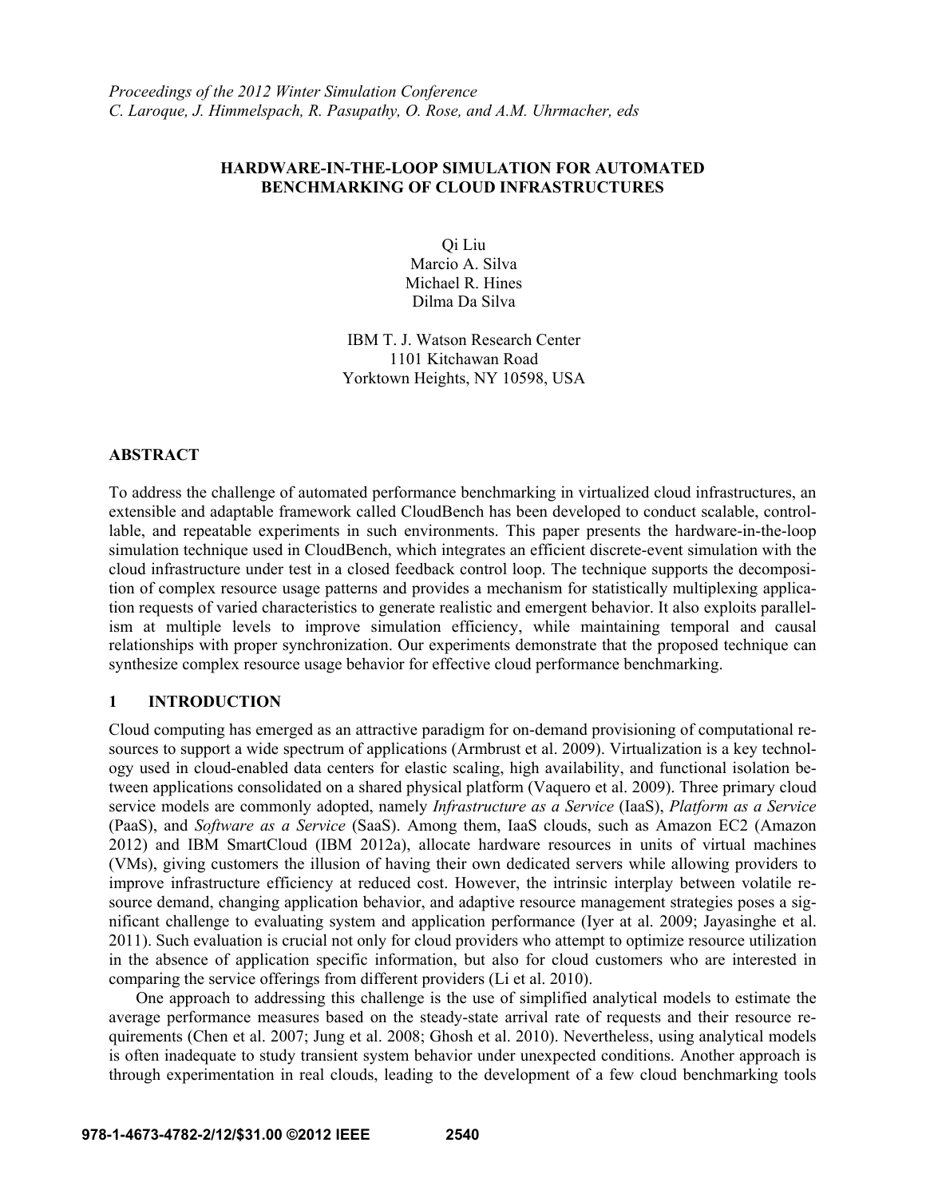*Proceedings of the 2012 Winter Simulation Conference*
*C. Laroque, J. Himmelspach, R. Pasupathy, O. Rose, and A.M. Uhrmacher, eds*

# HARDWARE-IN-THE-LOOP SIMULATION FOR AUTOMATED BENCHMARKING OF CLOUD INFRASTRUCTURES

Qi Liu
Marcio A. Silva
Michael R. Hines
Dilma Da Silva

IBM T. J. Watson Research Center
1101 Kitchawan Road
Yorktown Heights, NY 10598, USA

## ABSTRACT

To address the challenge of automated performance benchmarking in virtualized cloud infrastructures, an extensible and adaptable framework called CloudBench has been developed to conduct scalable, controllable, and repeatable experiments in such environments. This paper presents the hardware-in-the-loop simulation technique used in CloudBench, which integrates an efficient discrete-event simulation with the cloud infrastructure under test in a closed feedback control loop. The technique supports the decomposition of complex resource usage patterns and provides a mechanism for statistically multiplexing application requests of varied characteristics to generate realistic and emergent behavior. It also exploits parallelism at multiple levels to improve simulation efficiency, while maintaining temporal and causal relationships with proper synchronization. Our experiments demonstrate that the proposed technique can synthesize complex resource usage behavior for effective cloud performance benchmarking.

## 1 INTRODUCTION

Cloud computing has emerged as an attractive paradigm for on-demand provisioning of computational resources to support a wide spectrum of applications (Armbrust et al. 2009). Virtualization is a key technology used in cloud-enabled data centers for elastic scaling, high availability, and functional isolation between applications consolidated on a shared physical platform (Vaquero et al. 2009). Three primary cloud service models are commonly adopted, namely *Infrastructure as a Service* (IaaS), *Platform as a Service* (PaaS), and *Software as a Service* (SaaS). Among them, IaaS clouds, such as Amazon EC2 (Amazon 2012) and IBM SmartCloud (IBM 2012a), allocate hardware resources in units of virtual machines (VMs), giving customers the illusion of having their own dedicated servers while allowing providers to improve infrastructure efficiency at reduced cost. However, the intrinsic interplay between volatile resource demand, changing application behavior, and adaptive resource management strategies poses a significant challenge to evaluating system and application performance (Iyer at al. 2009; Jayasinghe et al. 2011). Such evaluation is crucial not only for cloud providers who attempt to optimize resource utilization in the absence of application specific information, but also for cloud customers who are interested in comparing the service offerings from different providers (Li et al. 2010).

One approach to addressing this challenge is the use of simplified analytical models to estimate the average performance measures based on the steady-state arrival rate of requests and their resource requirements (Chen et al. 2007; Jung et al. 2008; Ghosh et al. 2010). Nevertheless, using analytical models is often inadequate to study transient system behavior under unexpected conditions. Another approach is through experimentation in real clouds, leading to the development of a few cloud benchmarking tools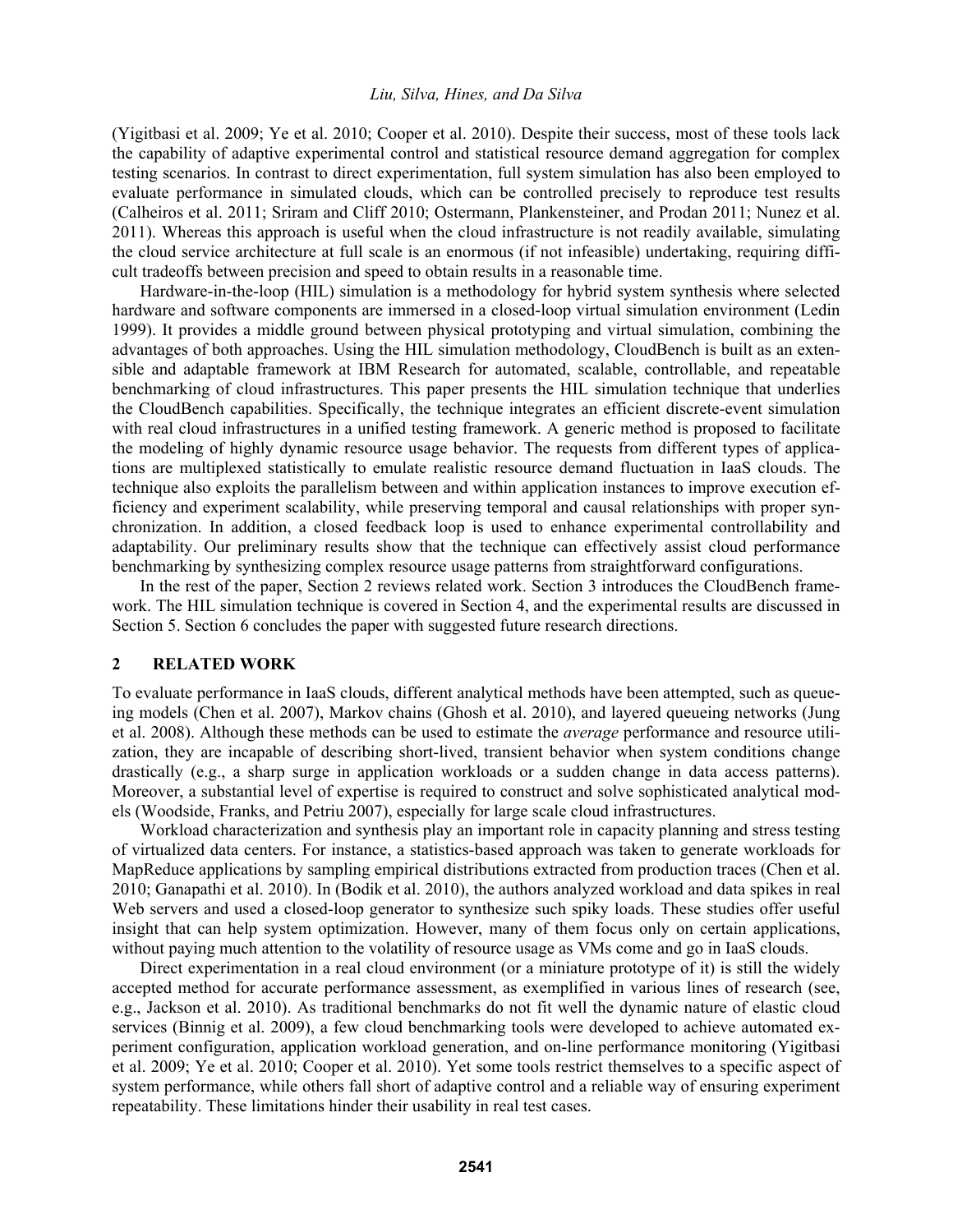(Yigitbasi et al. 2009; Ye et al. 2010; Cooper et al. 2010). Despite their success, most of these tools lack the capability of adaptive experimental control and statistical resource demand aggregation for complex testing scenarios. In contrast to direct experimentation, full system simulation has also been employed to evaluate performance in simulated clouds, which can be controlled precisely to reproduce test results (Calheiros et al. 2011; Sriram and Cliff 2010; Ostermann, Plankensteiner, and Prodan 2011; Nunez et al. 2011). Whereas this approach is useful when the cloud infrastructure is not readily available, simulating the cloud service architecture at full scale is an enormous (if not infeasible) undertaking, requiring difficult tradeoffs between precision and speed to obtain results in a reasonable time.

Hardware-in-the-loop (HIL) simulation is a methodology for hybrid system synthesis where selected hardware and software components are immersed in a closed-loop virtual simulation environment (Ledin 1999). It provides a middle ground between physical prototyping and virtual simulation, combining the advantages of both approaches. Using the HIL simulation methodology, CloudBench is built as an extensible and adaptable framework at IBM Research for automated, scalable, controllable, and repeatable benchmarking of cloud infrastructures. This paper presents the HIL simulation technique that underlies the CloudBench capabilities. Specifically, the technique integrates an efficient discrete-event simulation with real cloud infrastructures in a unified testing framework. A generic method is proposed to facilitate the modeling of highly dynamic resource usage behavior. The requests from different types of applications are multiplexed statistically to emulate realistic resource demand fluctuation in IaaS clouds. The technique also exploits the parallelism between and within application instances to improve execution efficiency and experiment scalability, while preserving temporal and causal relationships with proper synchronization. In addition, a closed feedback loop is used to enhance experimental controllability and adaptability. Our preliminary results show that the technique can effectively assist cloud performance benchmarking by synthesizing complex resource usage patterns from straightforward configurations.

In the rest of the paper, Section 2 reviews related work. Section 3 introduces the CloudBench framework. The HIL simulation technique is covered in Section 4, and the experimental results are discussed in Section 5. Section 6 concludes the paper with suggested future research directions.

## 2 RELATED WORK

To evaluate performance in IaaS clouds, different analytical methods have been attempted, such as queueing models (Chen et al. 2007), Markov chains (Ghosh et al. 2010), and layered queueing networks (Jung et al. 2008). Although these methods can be used to estimate the *average* performance and resource utilization, they are incapable of describing short-lived, transient behavior when system conditions change drastically (e.g., a sharp surge in application workloads or a sudden change in data access patterns). Moreover, a substantial level of expertise is required to construct and solve sophisticated analytical models (Woodside, Franks, and Petriu 2007), especially for large scale cloud infrastructures.

Workload characterization and synthesis play an important role in capacity planning and stress testing of virtualized data centers. For instance, a statistics-based approach was taken to generate workloads for MapReduce applications by sampling empirical distributions extracted from production traces (Chen et al. 2010; Ganapathi et al. 2010). In (Bodik et al. 2010), the authors analyzed workload and data spikes in real Web servers and used a closed-loop generator to synthesize such spiky loads. These studies offer useful insight that can help system optimization. However, many of them focus only on certain applications, without paying much attention to the volatility of resource usage as VMs come and go in IaaS clouds.

Direct experimentation in a real cloud environment (or a miniature prototype of it) is still the widely accepted method for accurate performance assessment, as exemplified in various lines of research (see, e.g., Jackson et al. 2010). As traditional benchmarks do not fit well the dynamic nature of elastic cloud services (Binnig et al. 2009), a few cloud benchmarking tools were developed to achieve automated experiment configuration, application workload generation, and on-line performance monitoring (Yigitbasi et al. 2009; Ye et al. 2010; Cooper et al. 2010). Yet some tools restrict themselves to a specific aspect of system performance, while others fall short of adaptive control and a reliable way of ensuring experiment repeatability. These limitations hinder their usability in real test cases.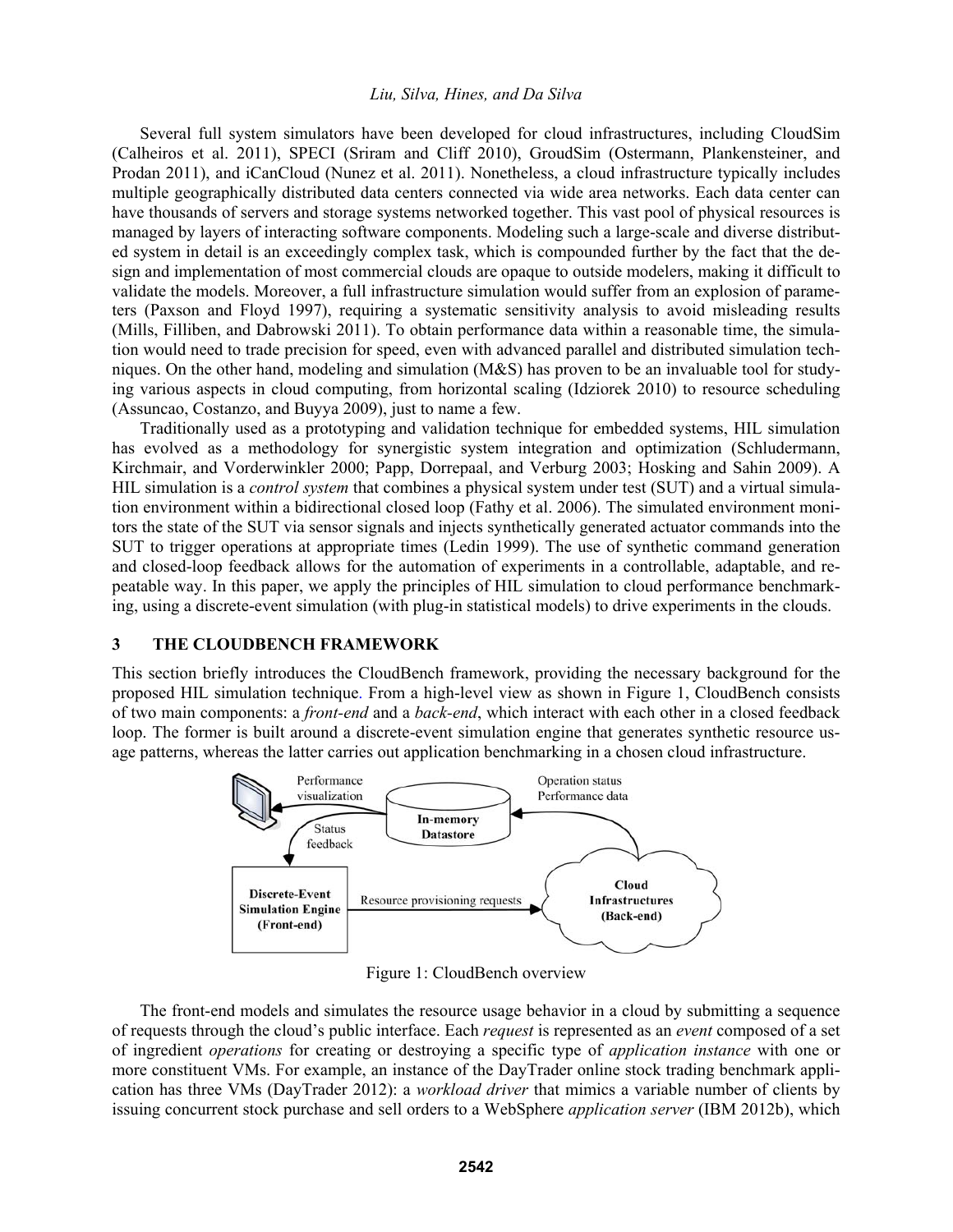Several full system simulators have been developed for cloud infrastructures, including CloudSim (Calheiros et al. 2011), SPECI (Sriram and Cliff 2010), GroudSim (Ostermann, Plankensteiner, and Prodan 2011), and iCanCloud (Nunez et al. 2011). Nonetheless, a cloud infrastructure typically includes multiple geographically distributed data centers connected via wide area networks. Each data center can have thousands of servers and storage systems networked together. This vast pool of physical resources is managed by layers of interacting software components. Modeling such a large-scale and diverse distributed system in detail is an exceedingly complex task, which is compounded further by the fact that the design and implementation of most commercial clouds are opaque to outside modelers, making it difficult to validate the models. Moreover, a full infrastructure simulation would suffer from an explosion of parameters (Paxson and Floyd 1997), requiring a systematic sensitivity analysis to avoid misleading results (Mills, Filliben, and Dabrowski 2011). To obtain performance data within a reasonable time, the simulation would need to trade precision for speed, even with advanced parallel and distributed simulation techniques. On the other hand, modeling and simulation (M&S) has proven to be an invaluable tool for studying various aspects in cloud computing, from horizontal scaling (Idziorek 2010) to resource scheduling (Assuncao, Costanzo, and Buyya 2009), just to name a few.

Traditionally used as a prototyping and validation technique for embedded systems, HIL simulation has evolved as a methodology for synergistic system integration and optimization (Schludermann, Kirchmair, and Vorderwinkler 2000; Papp, Dorrepaal, and Verburg 2003; Hosking and Sahin 2009). A HIL simulation is a *control system* that combines a physical system under test (SUT) and a virtual simulation environment within a bidirectional closed loop (Fathy et al. 2006). The simulated environment monitors the state of the SUT via sensor signals and injects synthetically generated actuator commands into the SUT to trigger operations at appropriate times (Ledin 1999). The use of synthetic command generation and closed-loop feedback allows for the automation of experiments in a controllable, adaptable, and repeatable way. In this paper, we apply the principles of HIL simulation to cloud performance benchmarking, using a discrete-event simulation (with plug-in statistical models) to drive experiments in the clouds.

## 3 THE CLOUDBENCH FRAMEWORK

This section briefly introduces the CloudBench framework, providing the necessary background for the proposed HIL simulation technique. From a high-level view as shown in Figure 1, CloudBench consists of two main components: a *front-end* and a *back-end*, which interact with each other in a closed feedback loop. The former is built around a discrete-event simulation engine that generates synthetic resource usage patterns, whereas the latter carries out application benchmarking in a chosen cloud infrastructure.

Figure 1: CloudBench overview

The front-end models and simulates the resource usage behavior in a cloud by submitting a sequence of requests through the cloud's public interface. Each *request* is represented as an *event* composed of a set of ingredient *operations* for creating or destroying a specific type of *application instance* with one or more constituent VMs. For example, an instance of the DayTrader online stock trading benchmark application has three VMs (DayTrader 2012): a *workload driver* that mimics a variable number of clients by issuing concurrent stock purchase and sell orders to a WebSphere *application server* (IBM 2012b), which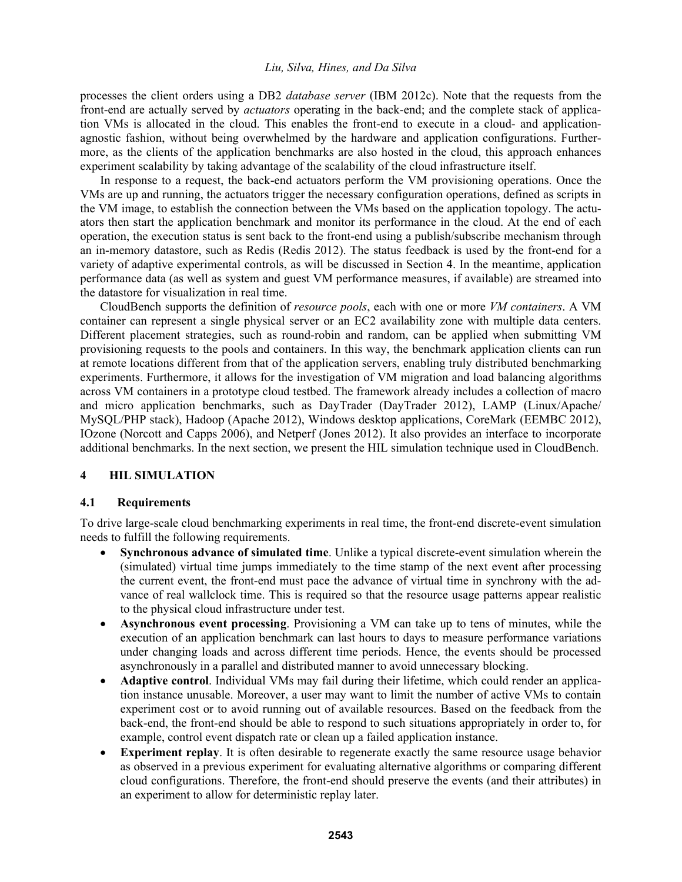processes the client orders using a DB2 *database server* (IBM 2012c). Note that the requests from the front-end are actually served by *actuators* operating in the back-end; and the complete stack of application VMs is allocated in the cloud. This enables the front-end to execute in a cloud- and application-agnostic fashion, without being overwhelmed by the hardware and application configurations. Furthermore, as the clients of the application benchmarks are also hosted in the cloud, this approach enhances experiment scalability by taking advantage of the scalability of the cloud infrastructure itself.

In response to a request, the back-end actuators perform the VM provisioning operations. Once the VMs are up and running, the actuators trigger the necessary configuration operations, defined as scripts in the VM image, to establish the connection between the VMs based on the application topology. The actuators then start the application benchmark and monitor its performance in the cloud. At the end of each operation, the execution status is sent back to the front-end using a publish/subscribe mechanism through an in-memory datastore, such as Redis (Redis 2012). The status feedback is used by the front-end for a variety of adaptive experimental controls, as will be discussed in Section 4. In the meantime, application performance data (as well as system and guest VM performance measures, if available) are streamed into the datastore for visualization in real time.

CloudBench supports the definition of *resource pools*, each with one or more *VM containers*. A VM container can represent a single physical server or an EC2 availability zone with multiple data centers. Different placement strategies, such as round-robin and random, can be applied when submitting VM provisioning requests to the pools and containers. In this way, the benchmark application clients can run at remote locations different from that of the application servers, enabling truly distributed benchmarking experiments. Furthermore, it allows for the investigation of VM migration and load balancing algorithms across VM containers in a prototype cloud testbed. The framework already includes a collection of macro and micro application benchmarks, such as DayTrader (DayTrader 2012), LAMP (Linux/Apache/MySQL/PHP stack), Hadoop (Apache 2012), Windows desktop applications, CoreMark (EEMBC 2012), IOzone (Norcott and Capps 2006), and Netperf (Jones 2012). It also provides an interface to incorporate additional benchmarks. In the next section, we present the HIL simulation technique used in CloudBench.

## 4 HIL SIMULATION

### 4.1 Requirements

To drive large-scale cloud benchmarking experiments in real time, the front-end discrete-event simulation needs to fulfill the following requirements.

- **Synchronous advance of simulated time**. Unlike a typical discrete-event simulation wherein the (simulated) virtual time jumps immediately to the time stamp of the next event after processing the current event, the front-end must pace the advance of virtual time in synchrony with the advance of real wallclock time. This is required so that the resource usage patterns appear realistic to the physical cloud infrastructure under test.
- **Asynchronous event processing**. Provisioning a VM can take up to tens of minutes, while the execution of an application benchmark can last hours to days to measure performance variations under changing loads and across different time periods. Hence, the events should be processed asynchronously in a parallel and distributed manner to avoid unnecessary blocking.
- **Adaptive control**. Individual VMs may fail during their lifetime, which could render an application instance unusable. Moreover, a user may want to limit the number of active VMs to contain experiment cost or to avoid running out of available resources. Based on the feedback from the back-end, the front-end should be able to respond to such situations appropriately in order to, for example, control event dispatch rate or clean up a failed application instance.
- **Experiment replay**. It is often desirable to regenerate exactly the same resource usage behavior as observed in a previous experiment for evaluating alternative algorithms or comparing different cloud configurations. Therefore, the front-end should preserve the events (and their attributes) in an experiment to allow for deterministic replay later.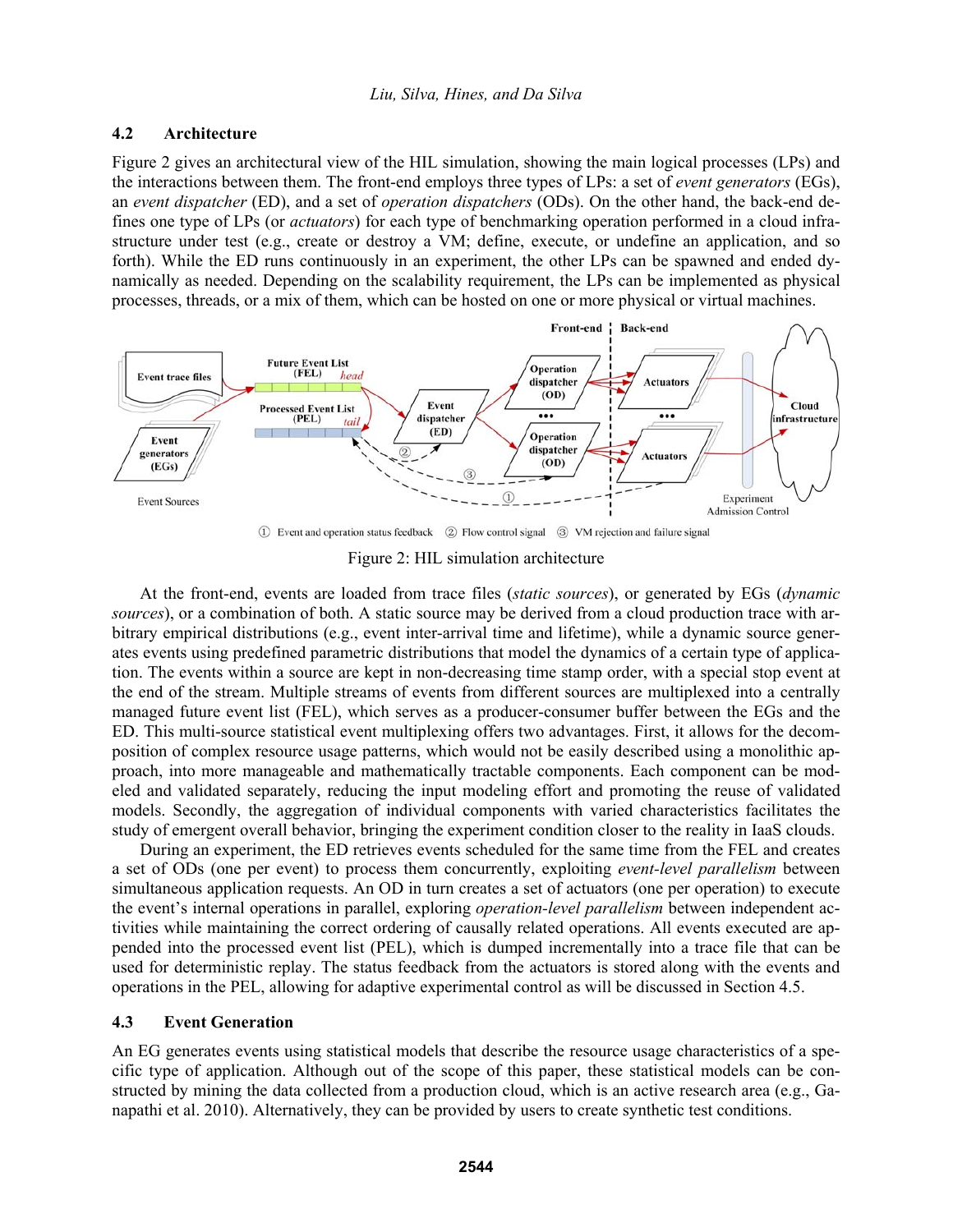### 4.2 Architecture

Figure 2 gives an architectural view of the HIL simulation, showing the main logical processes (LPs) and the interactions between them. The front-end employs three types of LPs: a set of *event generators* (EGs), an *event dispatcher* (ED), and a set of *operation dispatchers* (ODs). On the other hand, the back-end defines one type of LPs (or *actuators*) for each type of benchmarking operation performed in a cloud infrastructure under test (e.g., create or destroy a VM; define, execute, or undefine an application, and so forth). While the ED runs continuously in an experiment, the other LPs can be spawned and ended dynamically as needed. Depending on the scalability requirement, the LPs can be implemented as physical processes, threads, or a mix of them, which can be hosted on one or more physical or virtual machines.

① Event and operation status feedback ② Flow control signal ③ VM rejection and failure signal

Figure 2: HIL simulation architecture

At the front-end, events are loaded from trace files (*static sources*), or generated by EGs (*dynamic sources*), or a combination of both. A static source may be derived from a cloud production trace with arbitrary empirical distributions (e.g., event inter-arrival time and lifetime), while a dynamic source generates events using predefined parametric distributions that model the dynamics of a certain type of application. The events within a source are kept in non-decreasing time stamp order, with a special stop event at the end of the stream. Multiple streams of events from different sources are multiplexed into a centrally managed future event list (FEL), which serves as a producer-consumer buffer between the EGs and the ED. This multi-source statistical event multiplexing offers two advantages. First, it allows for the decomposition of complex resource usage patterns, which would not be easily described using a monolithic approach, into more manageable and mathematically tractable components. Each component can be modeled and validated separately, reducing the input modeling effort and promoting the reuse of validated models. Secondly, the aggregation of individual components with varied characteristics facilitates the study of emergent overall behavior, bringing the experiment condition closer to the reality in IaaS clouds.

During an experiment, the ED retrieves events scheduled for the same time from the FEL and creates a set of ODs (one per event) to process them concurrently, exploiting *event-level parallelism* between simultaneous application requests. An OD in turn creates a set of actuators (one per operation) to execute the event's internal operations in parallel, exploring *operation-level parallelism* between independent activities while maintaining the correct ordering of causally related operations. All events executed are appended into the processed event list (PEL), which is dumped incrementally into a trace file that can be used for deterministic replay. The status feedback from the actuators is stored along with the events and operations in the PEL, allowing for adaptive experimental control as will be discussed in Section 4.5.

### 4.3 Event Generation

An EG generates events using statistical models that describe the resource usage characteristics of a specific type of application. Although out of the scope of this paper, these statistical models can be constructed by mining the data collected from a production cloud, which is an active research area (e.g., Ganapathi et al. 2010). Alternatively, they can be provided by users to create synthetic test conditions.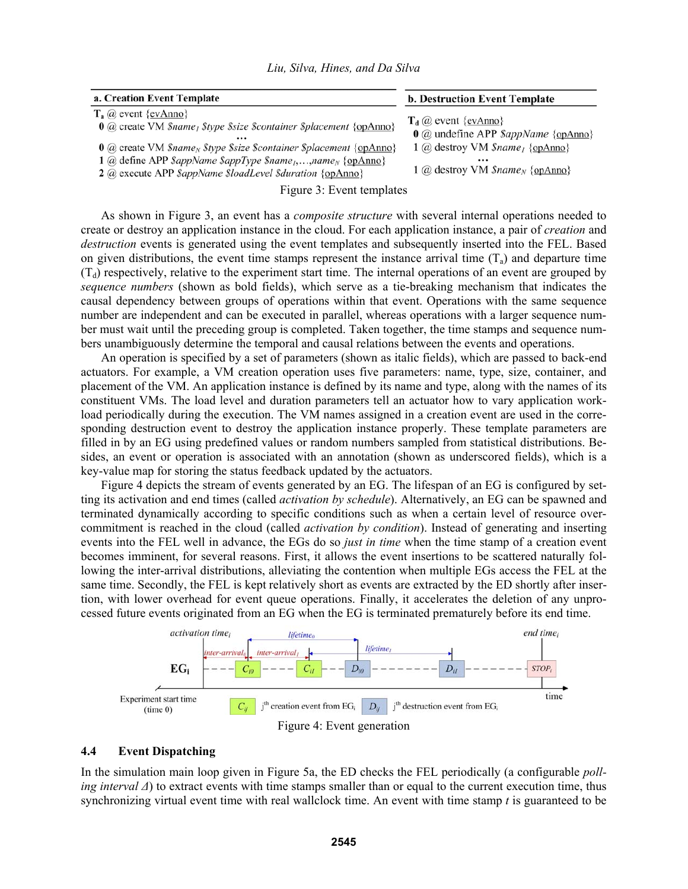**a. Creation Event Template**

$\mathbf{T_a}$ @ event {evAnno}
  **0** @ create VM *$name*$_1$ *$type $size $container $placement* {opAnno}
  …
  **0** @ create VM *$name*$_N$ *$type $size $container $placement* {opAnno}
  **1** @ define APP *$appName $appType $name*$_1$*,…,name*$_N$ {opAnno}
  **2** @ execute APP *$appName $loadLevel $duration* {opAnno}

**b. Destruction Event Template**

$\mathbf{T_d}$ @ event {evAnno}
  **0** @ undefine APP *$appName* {opAnno}
  1 @ destroy VM *$name*$_1$ {opAnno}
  …
  1 @ destroy VM *$name*$_N$ {opAnno}

Figure 3: Event templates

As shown in Figure 3, an event has a *composite structure* with several internal operations needed to create or destroy an application instance in the cloud. For each application instance, a pair of *creation* and *destruction* events is generated using the event templates and subsequently inserted into the FEL. Based on given distributions, the event time stamps represent the instance arrival time ($T_a$) and departure time ($T_d$) respectively, relative to the experiment start time. The internal operations of an event are grouped by *sequence numbers* (shown as bold fields), which serve as a tie-breaking mechanism that indicates the causal dependency between groups of operations within that event. Operations with the same sequence number are independent and can be executed in parallel, whereas operations with a larger sequence number must wait until the preceding group is completed. Taken together, the time stamps and sequence numbers unambiguously determine the temporal and causal relations between the events and operations.

An operation is specified by a set of parameters (shown as italic fields), which are passed to back-end actuators. For example, a VM creation operation uses five parameters: name, type, size, container, and placement of the VM. An application instance is defined by its name and type, along with the names of its constituent VMs. The load level and duration parameters tell an actuator how to vary application workload periodically during the execution. The VM names assigned in a creation event are used in the corresponding destruction event to destroy the application instance properly. These template parameters are filled in by an EG using predefined values or random numbers sampled from statistical distributions. Besides, an event or operation is associated with an annotation (shown as underscored fields), which is a key-value map for storing the status feedback updated by the actuators.

Figure 4 depicts the stream of events generated by an EG. The lifespan of an EG is configured by setting its activation and end times (called *activation by schedule*). Alternatively, an EG can be spawned and terminated dynamically according to specific conditions such as when a certain level of resource overcommitment is reached in the cloud (called *activation by condition*). Instead of generating and inserting events into the FEL well in advance, the EGs do so *just in time* when the time stamp of a creation event becomes imminent, for several reasons. First, it allows the event insertions to be scattered naturally following the inter-arrival distributions, alleviating the contention when multiple EGs access the FEL at the same time. Secondly, the FEL is kept relatively short as events are extracted by the ED shortly after insertion, with lower overhead for event queue operations. Finally, it accelerates the deletion of any unprocessed future events originated from an EG when the EG is terminated prematurely before its end time.

Figure 4: Event generation

### 4.4 Event Dispatching

In the simulation main loop given in Figure 5a, the ED checks the FEL periodically (a configurable *polling interval* $\Delta$) to extract events with time stamps smaller than or equal to the current execution time, thus synchronizing virtual event time with real wallclock time. An event with time stamp $t$ is guaranteed to be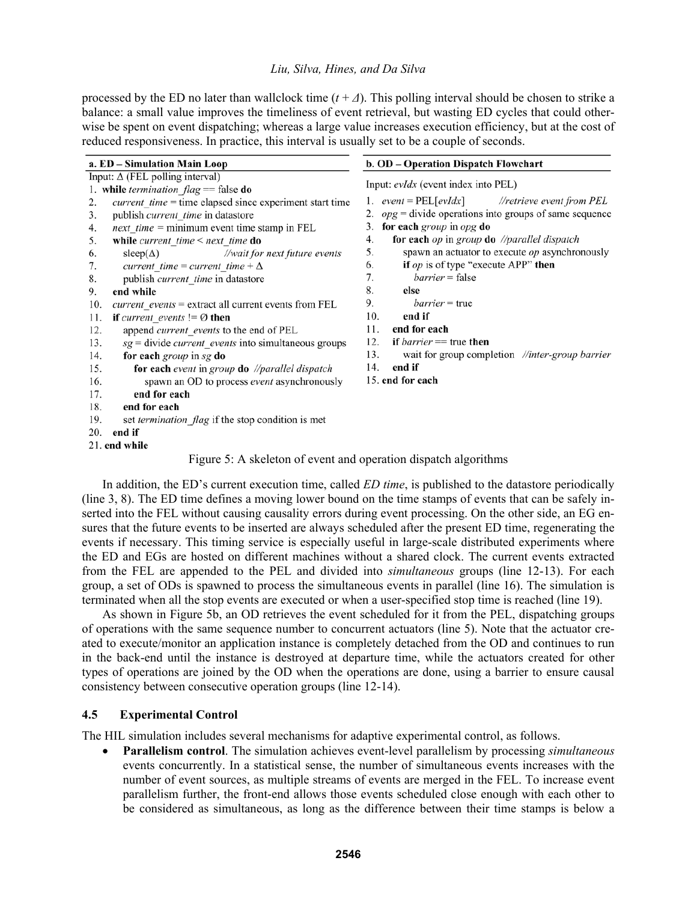processed by the ED no later than wallclock time ($t + \Delta$). This polling interval should be chosen to strike a balance: a small value improves the timeliness of event retrieval, but wasting ED cycles that could otherwise be spent on event dispatching; whereas a large value increases execution efficiency, but at the cost of reduced responsiveness. In practice, this interval is usually set to be a couple of seconds.

**a. ED – Simulation Main Loop**

```
Input: Δ (FEL polling interval)
1.  while termination_flag == false do
2.    current_time = time elapsed since experiment start time
3.    publish current_time in datastore
4.    next_time = minimum event time stamp in FEL
5.    while current_time < next_time do
6.      sleep(Δ)                    //wait for next future events
7.      current_time = current_time + Δ
8.      publish current_time in datastore
9.    end while
10.   current_events = extract all current events from FEL
11.   if current_events != Ø then
12.     append current_events to the end of PEL
13.     sg = divide current_events into simultaneous groups
14.     for each group in sg do
15.       for each event in group do  //parallel dispatch
16.         spawn an OD to process event asynchronously
17.       end for each
18.     end for each
19.     set termination_flag if the stop condition is met
20.   end if
21. end while
```

**b. OD – Operation Dispatch Flowchart**

```
Input: evIdx (event index into PEL)
1.  event = PEL[evIdx]          //retrieve event from PEL
2.  opg = divide operations into groups of same sequence
3.  for each group in opg do
4.    for each op in group do  //parallel dispatch
5.      spawn an actuator to execute op asynchronously
6.      if op is of type "execute APP" then
7.        barrier = false
8.      else
9.        barrier = true
10.     end if
11.   end for each
12.   if barrier == true then
13.     wait for group completion  //inter-group barrier
14.   end if
15. end for each
```

Figure 5: A skeleton of event and operation dispatch algorithms

In addition, the ED's current execution time, called *ED time*, is published to the datastore periodically (line 3, 8). The ED time defines a moving lower bound on the time stamps of events that can be safely inserted into the FEL without causing causality errors during event processing. On the other side, an EG ensures that the future events to be inserted are always scheduled after the present ED time, regenerating the events if necessary. This timing service is especially useful in large-scale distributed experiments where the ED and EGs are hosted on different machines without a shared clock. The current events extracted from the FEL are appended to the PEL and divided into *simultaneous* groups (line 12-13). For each group, a set of ODs is spawned to process the simultaneous events in parallel (line 16). The simulation is terminated when all the stop events are executed or when a user-specified stop time is reached (line 19).

As shown in Figure 5b, an OD retrieves the event scheduled for it from the PEL, dispatching groups of operations with the same sequence number to concurrent actuators (line 5). Note that the actuator created to execute/monitor an application instance is completely detached from the OD and continues to run in the back-end until the instance is destroyed at departure time, while the actuators created for other types of operations are joined by the OD when the operations are done, using a barrier to ensure causal consistency between consecutive operation groups (line 12-14).

### 4.5 Experimental Control

The HIL simulation includes several mechanisms for adaptive experimental control, as follows.

- **Parallelism control**. The simulation achieves event-level parallelism by processing *simultaneous* events concurrently. In a statistical sense, the number of simultaneous events increases with the number of event sources, as multiple streams of events are merged in the FEL. To increase event parallelism further, the front-end allows those events scheduled close enough with each other to be considered as simultaneous, as long as the difference between their time stamps is below a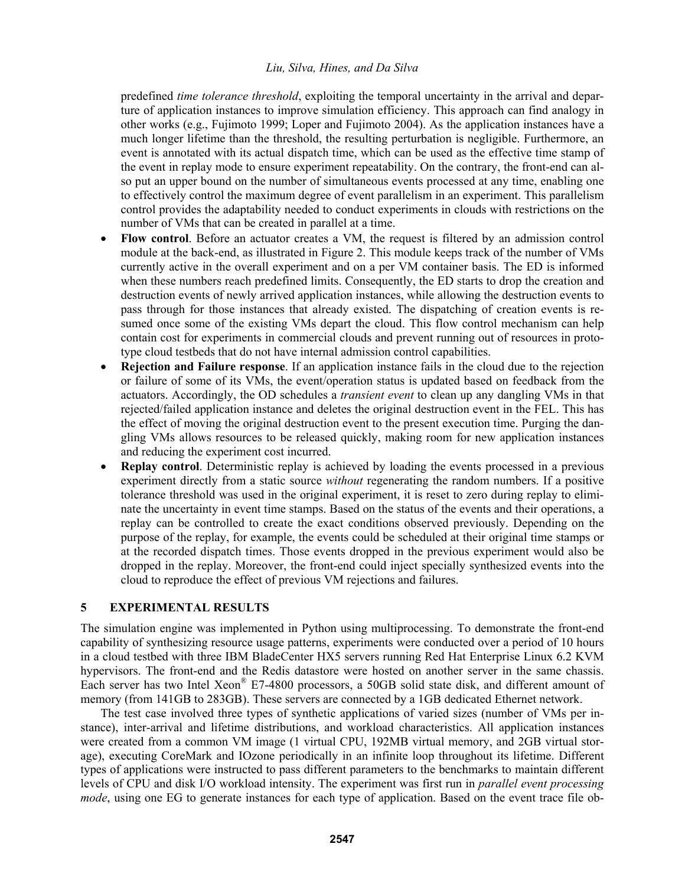predefined *time tolerance threshold*, exploiting the temporal uncertainty in the arrival and departure of application instances to improve simulation efficiency. This approach can find analogy in other works (e.g., Fujimoto 1999; Loper and Fujimoto 2004). As the application instances have a much longer lifetime than the threshold, the resulting perturbation is negligible. Furthermore, an event is annotated with its actual dispatch time, which can be used as the effective time stamp of the event in replay mode to ensure experiment repeatability. On the contrary, the front-end can also put an upper bound on the number of simultaneous events processed at any time, enabling one to effectively control the maximum degree of event parallelism in an experiment. This parallelism control provides the adaptability needed to conduct experiments in clouds with restrictions on the number of VMs that can be created in parallel at a time.

- **Flow control**. Before an actuator creates a VM, the request is filtered by an admission control module at the back-end, as illustrated in Figure 2. This module keeps track of the number of VMs currently active in the overall experiment and on a per VM container basis. The ED is informed when these numbers reach predefined limits. Consequently, the ED starts to drop the creation and destruction events of newly arrived application instances, while allowing the destruction events to pass through for those instances that already existed. The dispatching of creation events is resumed once some of the existing VMs depart the cloud. This flow control mechanism can help contain cost for experiments in commercial clouds and prevent running out of resources in prototype cloud testbeds that do not have internal admission control capabilities.
- **Rejection and Failure response**. If an application instance fails in the cloud due to the rejection or failure of some of its VMs, the event/operation status is updated based on feedback from the actuators. Accordingly, the OD schedules a *transient event* to clean up any dangling VMs in that rejected/failed application instance and deletes the original destruction event in the FEL. This has the effect of moving the original destruction event to the present execution time. Purging the dangling VMs allows resources to be released quickly, making room for new application instances and reducing the experiment cost incurred.
- **Replay control**. Deterministic replay is achieved by loading the events processed in a previous experiment directly from a static source *without* regenerating the random numbers. If a positive tolerance threshold was used in the original experiment, it is reset to zero during replay to eliminate the uncertainty in event time stamps. Based on the status of the events and their operations, a replay can be controlled to create the exact conditions observed previously. Depending on the purpose of the replay, for example, the events could be scheduled at their original time stamps or at the recorded dispatch times. Those events dropped in the previous experiment would also be dropped in the replay. Moreover, the front-end could inject specially synthesized events into the cloud to reproduce the effect of previous VM rejections and failures.

## 5 EXPERIMENTAL RESULTS

The simulation engine was implemented in Python using multiprocessing. To demonstrate the front-end capability of synthesizing resource usage patterns, experiments were conducted over a period of 10 hours in a cloud testbed with three IBM BladeCenter HX5 servers running Red Hat Enterprise Linux 6.2 KVM hypervisors. The front-end and the Redis datastore were hosted on another server in the same chassis. Each server has two Intel Xeon® E7-4800 processors, a 50GB solid state disk, and different amount of memory (from 141GB to 283GB). These servers are connected by a 1GB dedicated Ethernet network.

The test case involved three types of synthetic applications of varied sizes (number of VMs per instance), inter-arrival and lifetime distributions, and workload characteristics. All application instances were created from a common VM image (1 virtual CPU, 192MB virtual memory, and 2GB virtual storage), executing CoreMark and IOzone periodically in an infinite loop throughout its lifetime. Different types of applications were instructed to pass different parameters to the benchmarks to maintain different levels of CPU and disk I/O workload intensity. The experiment was first run in *parallel event processing mode*, using one EG to generate instances for each type of application. Based on the event trace file ob-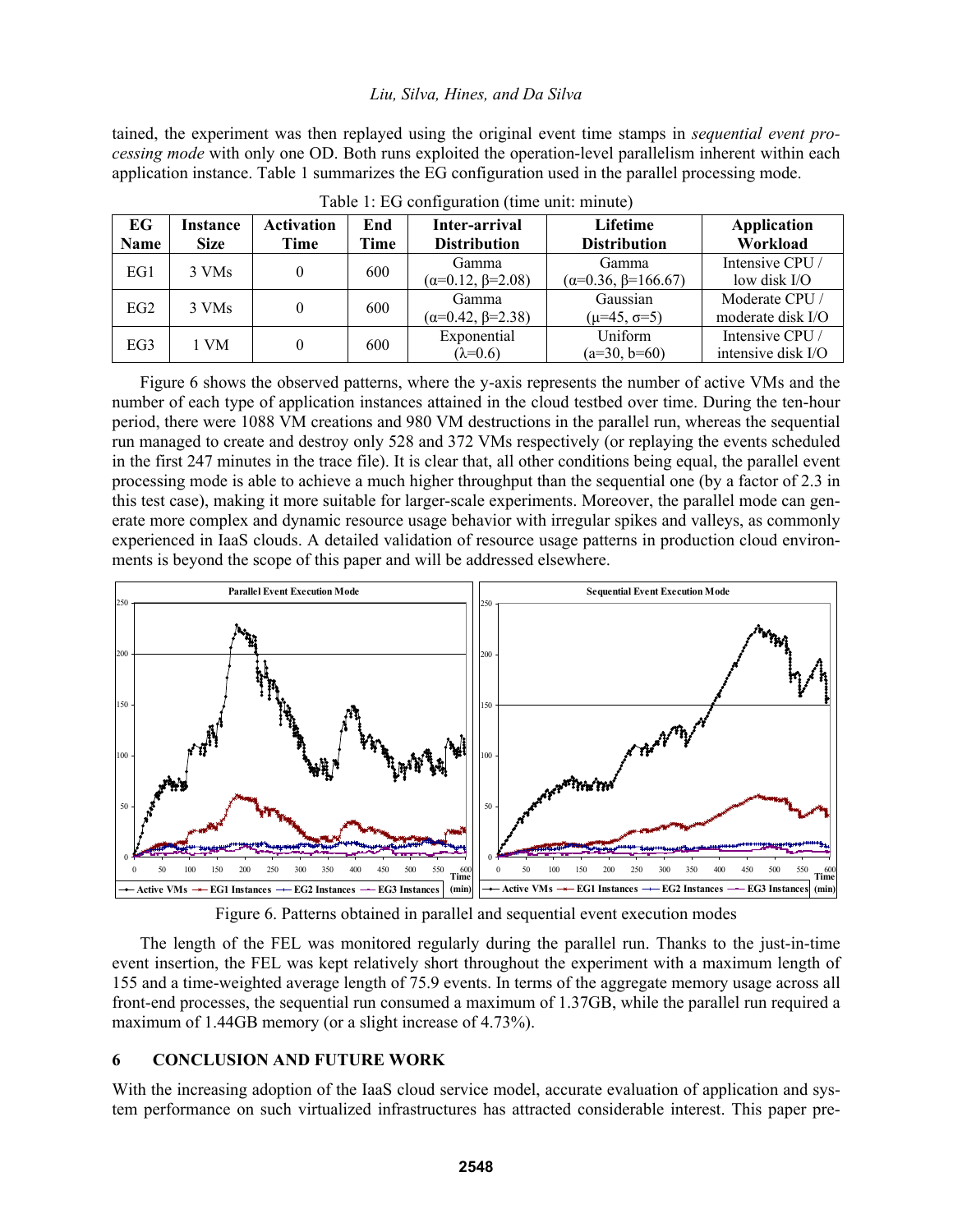tained, the experiment was then replayed using the original event time stamps in *sequential event processing mode* with only one OD. Both runs exploited the operation-level parallelism inherent within each application instance. Table 1 summarizes the EG configuration used in the parallel processing mode.

Table 1: EG configuration (time unit: minute)

| EG Name | Instance Size | Activation Time | End Time | Inter-arrival Distribution | Lifetime Distribution | Application Workload |
|---|---|---|---|---|---|---|
| EG1 | 3 VMs | 0 | 600 | Gamma ($\alpha$=0.12, $\beta$=2.08) | Gamma ($\alpha$=0.36, $\beta$=166.67) | Intensive CPU / low disk I/O |
| EG2 | 3 VMs | 0 | 600 | Gamma ($\alpha$=0.42, $\beta$=2.38) | Gaussian ($\mu$=45, $\sigma$=5) | Moderate CPU / moderate disk I/O |
| EG3 | 1 VM | 0 | 600 | Exponential ($\lambda$=0.6) | Uniform (a=30, b=60) | Intensive CPU / intensive disk I/O |

Figure 6 shows the observed patterns, where the y-axis represents the number of active VMs and the number of each type of application instances attained in the cloud testbed over time. During the ten-hour period, there were 1088 VM creations and 980 VM destructions in the parallel run, whereas the sequential run managed to create and destroy only 528 and 372 VMs respectively (or replaying the events scheduled in the first 247 minutes in the trace file). It is clear that, all other conditions being equal, the parallel event processing mode is able to achieve a much higher throughput than the sequential one (by a factor of 2.3 in this test case), making it more suitable for larger-scale experiments. Moreover, the parallel mode can generate more complex and dynamic resource usage behavior with irregular spikes and valleys, as commonly experienced in IaaS clouds. A detailed validation of resource usage patterns in production cloud environments is beyond the scope of this paper and will be addressed elsewhere.

Figure 6. Patterns obtained in parallel and sequential event execution modes

The length of the FEL was monitored regularly during the parallel run. Thanks to the just-in-time event insertion, the FEL was kept relatively short throughout the experiment with a maximum length of 155 and a time-weighted average length of 75.9 events. In terms of the aggregate memory usage across all front-end processes, the sequential run consumed a maximum of 1.37GB, while the parallel run required a maximum of 1.44GB memory (or a slight increase of 4.73%).

## 6 CONCLUSION AND FUTURE WORK

With the increasing adoption of the IaaS cloud service model, accurate evaluation of application and system performance on such virtualized infrastructures has attracted considerable interest. This paper pre-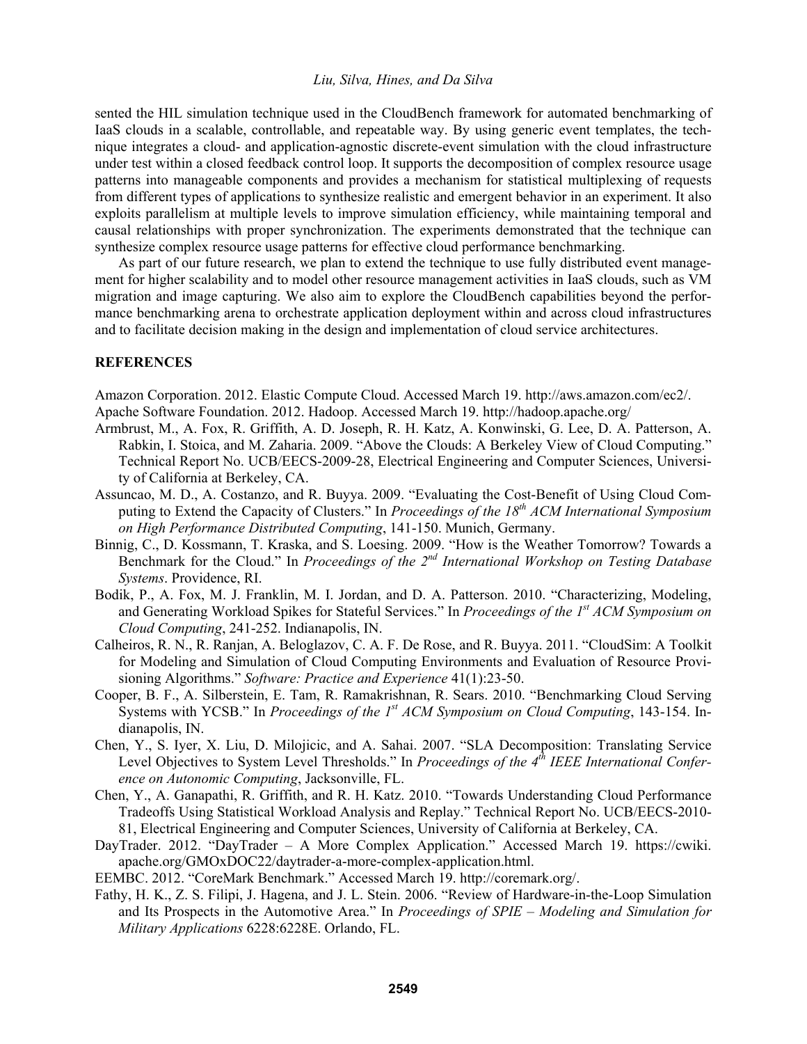sented the HIL simulation technique used in the CloudBench framework for automated benchmarking of IaaS clouds in a scalable, controllable, and repeatable way. By using generic event templates, the technique integrates a cloud- and application-agnostic discrete-event simulation with the cloud infrastructure under test within a closed feedback control loop. It supports the decomposition of complex resource usage patterns into manageable components and provides a mechanism for statistical multiplexing of requests from different types of applications to synthesize realistic and emergent behavior in an experiment. It also exploits parallelism at multiple levels to improve simulation efficiency, while maintaining temporal and causal relationships with proper synchronization. The experiments demonstrated that the technique can synthesize complex resource usage patterns for effective cloud performance benchmarking.

As part of our future research, we plan to extend the technique to use fully distributed event management for higher scalability and to model other resource management activities in IaaS clouds, such as VM migration and image capturing. We also aim to explore the CloudBench capabilities beyond the performance benchmarking arena to orchestrate application deployment within and across cloud infrastructures and to facilitate decision making in the design and implementation of cloud service architectures.

## REFERENCES

Amazon Corporation. 2012. Elastic Compute Cloud. Accessed March 19. http://aws.amazon.com/ec2/.

Apache Software Foundation. 2012. Hadoop. Accessed March 19. http://hadoop.apache.org/

Armbrust, M., A. Fox, R. Griffith, A. D. Joseph, R. H. Katz, A. Konwinski, G. Lee, D. A. Patterson, A. Rabkin, I. Stoica, and M. Zaharia. 2009. "Above the Clouds: A Berkeley View of Cloud Computing." Technical Report No. UCB/EECS-2009-28, Electrical Engineering and Computer Sciences, University of California at Berkeley, CA.

Assuncao, M. D., A. Costanzo, and R. Buyya. 2009. "Evaluating the Cost-Benefit of Using Cloud Computing to Extend the Capacity of Clusters." In *Proceedings of the 18th ACM International Symposium on High Performance Distributed Computing*, 141-150. Munich, Germany.

Binnig, C., D. Kossmann, T. Kraska, and S. Loesing. 2009. "How is the Weather Tomorrow? Towards a Benchmark for the Cloud." In *Proceedings of the 2nd International Workshop on Testing Database Systems*. Providence, RI.

Bodik, P., A. Fox, M. J. Franklin, M. I. Jordan, and D. A. Patterson. 2010. "Characterizing, Modeling, and Generating Workload Spikes for Stateful Services." In *Proceedings of the 1st ACM Symposium on Cloud Computing*, 241-252. Indianapolis, IN.

Calheiros, R. N., R. Ranjan, A. Beloglazov, C. A. F. De Rose, and R. Buyya. 2011. "CloudSim: A Toolkit for Modeling and Simulation of Cloud Computing Environments and Evaluation of Resource Provisioning Algorithms." *Software: Practice and Experience* 41(1):23-50.

Cooper, B. F., A. Silberstein, E. Tam, R. Ramakrishnan, R. Sears. 2010. "Benchmarking Cloud Serving Systems with YCSB." In *Proceedings of the 1st ACM Symposium on Cloud Computing*, 143-154. Indianapolis, IN.

Chen, Y., S. Iyer, X. Liu, D. Milojicic, and A. Sahai. 2007. "SLA Decomposition: Translating Service Level Objectives to System Level Thresholds." In *Proceedings of the 4th IEEE International Conference on Autonomic Computing*, Jacksonville, FL.

Chen, Y., A. Ganapathi, R. Griffith, and R. H. Katz. 2010. "Towards Understanding Cloud Performance Tradeoffs Using Statistical Workload Analysis and Replay." Technical Report No. UCB/EECS-2010-81, Electrical Engineering and Computer Sciences, University of California at Berkeley, CA.

DayTrader. 2012. "DayTrader – A More Complex Application." Accessed March 19. https://cwiki.apache.org/GMOxDOC22/daytrader-a-more-complex-application.html.

EEMBC. 2012. "CoreMark Benchmark." Accessed March 19. http://coremark.org/.

Fathy, H. K., Z. S. Filipi, J. Hagena, and J. L. Stein. 2006. "Review of Hardware-in-the-Loop Simulation and Its Prospects in the Automotive Area." In *Proceedings of SPIE – Modeling and Simulation for Military Applications* 6228:6228E. Orlando, FL.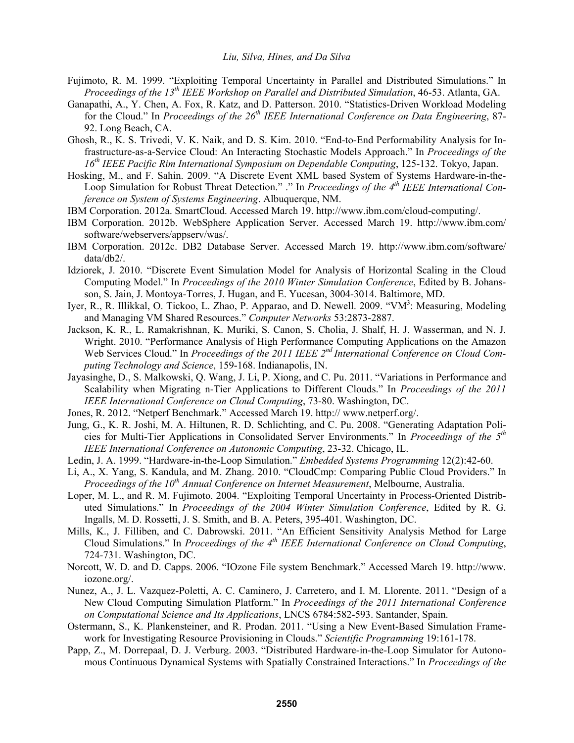Fujimoto, R. M. 1999. "Exploiting Temporal Uncertainty in Parallel and Distributed Simulations." In *Proceedings of the 13th IEEE Workshop on Parallel and Distributed Simulation*, 46-53. Atlanta, GA.

Ganapathi, A., Y. Chen, A. Fox, R. Katz, and D. Patterson. 2010. "Statistics-Driven Workload Modeling for the Cloud." In *Proceedings of the 26th IEEE International Conference on Data Engineering*, 87-92. Long Beach, CA.

Ghosh, R., K. S. Trivedi, V. K. Naik, and D. S. Kim. 2010. "End-to-End Performability Analysis for Infrastructure-as-a-Service Cloud: An Interacting Stochastic Models Approach." In *Proceedings of the 16th IEEE Pacific Rim International Symposium on Dependable Computing*, 125-132. Tokyo, Japan.

Hosking, M., and F. Sahin. 2009. "A Discrete Event XML based System of Systems Hardware-in-the-Loop Simulation for Robust Threat Detection." ." In *Proceedings of the 4th IEEE International Conference on System of Systems Engineering*. Albuquerque, NM.

IBM Corporation. 2012a. SmartCloud. Accessed March 19. http://www.ibm.com/cloud-computing/.

IBM Corporation. 2012b. WebSphere Application Server. Accessed March 19. http://www.ibm.com/software/webservers/appserv/was/.

IBM Corporation. 2012c. DB2 Database Server. Accessed March 19. http://www.ibm.com/software/data/db2/.

Idziorek, J. 2010. "Discrete Event Simulation Model for Analysis of Horizontal Scaling in the Cloud Computing Model." In *Proceedings of the 2010 Winter Simulation Conference*, Edited by B. Johansson, S. Jain, J. Montoya-Torres, J. Hugan, and E. Yucesan, 3004-3014. Baltimore, MD.

Iyer, R., R. Illikkal, O. Tickoo, L. Zhao, P. Apparao, and D. Newell. 2009. "VM$^3$: Measuring, Modeling and Managing VM Shared Resources." *Computer Networks* 53:2873-2887.

Jackson, K. R., L. Ramakrishnan, K. Muriki, S. Canon, S. Cholia, J. Shalf, H. J. Wasserman, and N. J. Wright. 2010. "Performance Analysis of High Performance Computing Applications on the Amazon Web Services Cloud." In *Proceedings of the 2011 IEEE 2nd International Conference on Cloud Computing Technology and Science*, 159-168. Indianapolis, IN.

Jayasinghe, D., S. Malkowski, Q. Wang, J. Li, P. Xiong, and C. Pu. 2011. "Variations in Performance and Scalability when Migrating n-Tier Applications to Different Clouds." In *Proceedings of the 2011 IEEE International Conference on Cloud Computing*, 73-80. Washington, DC.

Jones, R. 2012. "Netperf Benchmark." Accessed March 19. http:// www.netperf.org/.

Jung, G., K. R. Joshi, M. A. Hiltunen, R. D. Schlichting, and C. Pu. 2008. "Generating Adaptation Policies for Multi-Tier Applications in Consolidated Server Environments." In *Proceedings of the 5th IEEE International Conference on Autonomic Computing*, 23-32. Chicago, IL.

Ledin, J. A. 1999. "Hardware-in-the-Loop Simulation." *Embedded Systems Programming* 12(2):42-60.

Li, A., X. Yang, S. Kandula, and M. Zhang. 2010. "CloudCmp: Comparing Public Cloud Providers." In *Proceedings of the 10th Annual Conference on Internet Measurement*, Melbourne, Australia.

Loper, M. L., and R. M. Fujimoto. 2004. "Exploiting Temporal Uncertainty in Process-Oriented Distributed Simulations." In *Proceedings of the 2004 Winter Simulation Conference*, Edited by R. G. Ingalls, M. D. Rossetti, J. S. Smith, and B. A. Peters, 395-401. Washington, DC.

Mills, K., J. Filliben, and C. Dabrowski. 2011. "An Efficient Sensitivity Analysis Method for Large Cloud Simulations." In *Proceedings of the 4th IEEE International Conference on Cloud Computing*, 724-731. Washington, DC.

Norcott, W. D. and D. Capps. 2006. "IOzone File system Benchmark." Accessed March 19. http://www.iozone.org/.

Nunez, A., J. L. Vazquez-Poletti, A. C. Caminero, J. Carretero, and I. M. Llorente. 2011. "Design of a New Cloud Computing Simulation Platform." In *Proceedings of the 2011 International Conference on Computational Science and Its Applications*, LNCS 6784:582-593. Santander, Spain.

Ostermann, S., K. Plankensteiner, and R. Prodan. 2011. "Using a New Event-Based Simulation Framework for Investigating Resource Provisioning in Clouds." *Scientific Programming* 19:161-178.

Papp, Z., M. Dorrepaal, D. J. Verburg. 2003. "Distributed Hardware-in-the-Loop Simulator for Autonomous Continuous Dynamical Systems with Spatially Constrained Interactions." In *Proceedings of the*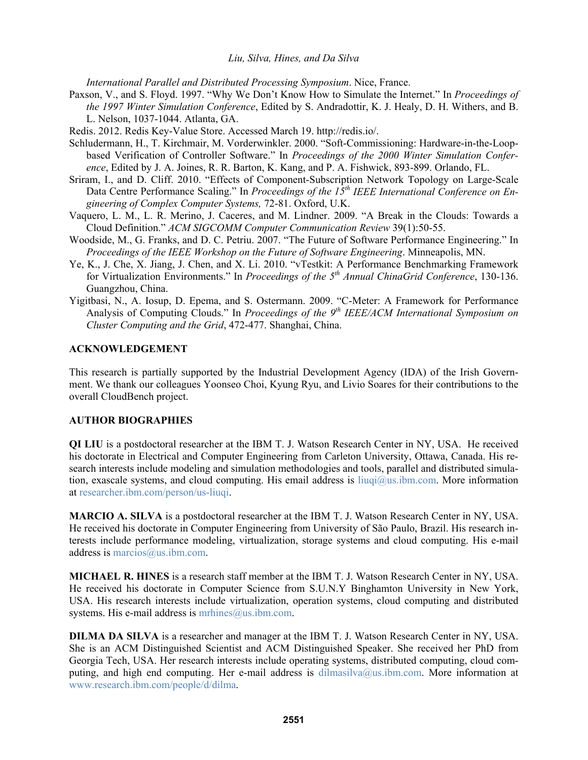*International Parallel and Distributed Processing Symposium*. Nice, France.

Paxson, V., and S. Floyd. 1997. "Why We Don't Know How to Simulate the Internet." In *Proceedings of the 1997 Winter Simulation Conference*, Edited by S. Andradottir, K. J. Healy, D. H. Withers, and B. L. Nelson, 1037-1044. Atlanta, GA.

Redis. 2012. Redis Key-Value Store. Accessed March 19. http://redis.io/.

Schludermann, H., T. Kirchmair, M. Vorderwinkler. 2000. "Soft-Commissioning: Hardware-in-the-Loop-based Verification of Controller Software." In *Proceedings of the 2000 Winter Simulation Conference*, Edited by J. A. Joines, R. R. Barton, K. Kang, and P. A. Fishwick, 893-899. Orlando, FL.

Sriram, I., and D. Cliff. 2010. "Effects of Component-Subscription Network Topology on Large-Scale Data Centre Performance Scaling." In *Proceedings of the 15th IEEE International Conference on Engineering of Complex Computer Systems,* 72-81. Oxford, U.K.

Vaquero, L. M., L. R. Merino, J. Caceres, and M. Lindner. 2009. "A Break in the Clouds: Towards a Cloud Definition." *ACM SIGCOMM Computer Communication Review* 39(1):50-55.

Woodside, M., G. Franks, and D. C. Petriu. 2007. "The Future of Software Performance Engineering." In *Proceedings of the IEEE Workshop on the Future of Software Engineering*. Minneapolis, MN.

Ye, K., J. Che, X. Jiang, J. Chen, and X. Li. 2010. "vTestkit: A Performance Benchmarking Framework for Virtualization Environments." In *Proceedings of the 5th Annual ChinaGrid Conference*, 130-136. Guangzhou, China.

Yigitbasi, N., A. Iosup, D. Epema, and S. Ostermann. 2009. "C-Meter: A Framework for Performance Analysis of Computing Clouds." In *Proceedings of the 9th IEEE/ACM International Symposium on Cluster Computing and the Grid*, 472-477. Shanghai, China.

## ACKNOWLEDGEMENT

This research is partially supported by the Industrial Development Agency (IDA) of the Irish Government. We thank our colleagues Yoonseo Choi, Kyung Ryu, and Livio Soares for their contributions to the overall CloudBench project.

## AUTHOR BIOGRAPHIES

**QI LIU** is a postdoctoral researcher at the IBM T. J. Watson Research Center in NY, USA. He received his doctorate in Electrical and Computer Engineering from Carleton University, Ottawa, Canada. His research interests include modeling and simulation methodologies and tools, parallel and distributed simulation, exascale systems, and cloud computing. His email address is liuqi@us.ibm.com. More information at researcher.ibm.com/person/us-liuqi.

**MARCIO A. SILVA** is a postdoctoral researcher at the IBM T. J. Watson Research Center in NY, USA. He received his doctorate in Computer Engineering from University of São Paulo, Brazil. His research interests include performance modeling, virtualization, storage systems and cloud computing. His e-mail address is marcios@us.ibm.com.

**MICHAEL R. HINES** is a research staff member at the IBM T. J. Watson Research Center in NY, USA. He received his doctorate in Computer Science from S.U.N.Y Binghamton University in New York, USA. His research interests include virtualization, operation systems, cloud computing and distributed systems. His e-mail address is mrhines@us.ibm.com.

**DILMA DA SILVA** is a researcher and manager at the IBM T. J. Watson Research Center in NY, USA. She is an ACM Distinguished Scientist and ACM Distinguished Speaker. She received her PhD from Georgia Tech, USA. Her research interests include operating systems, distributed computing, cloud computing, and high end computing. Her e-mail address is dilmasilva@us.ibm.com. More information at www.research.ibm.com/people/d/dilma.